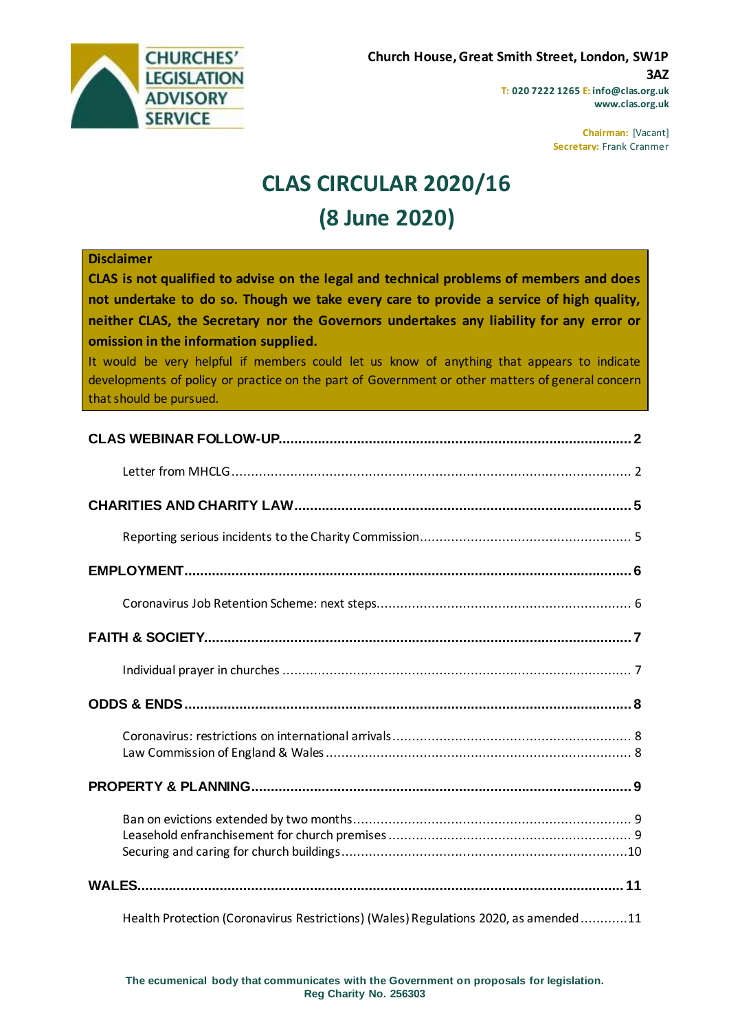CHURCHES' LEGISLATION ADVISORY SERVICE

Church House, Great Smith Street, London, SW1P 3AZ
T: 020 7222 1265 E: info@clas.org.uk
www.clas.org.uk

Chairman: [Vacant]
Secretary: Frank Cranmer

# CLAS CIRCULAR 2020/16
# (8 June 2020)

**Disclaimer**

**CLAS is not qualified to advise on the legal and technical problems of members and does not undertake to do so. Though we take every care to provide a service of high quality, neither CLAS, the Secretary nor the Governors undertakes any liability for any error or omission in the information supplied.**

It would be very helpful if members could let us know of anything that appears to indicate developments of policy or practice on the part of Government or other matters of general concern that should be pursued.

**CLAS WEBINAR FOLLOW-UP** ... 2
- Letter from MHCLG ... 2

**CHARITIES AND CHARITY LAW** ... 5
- Reporting serious incidents to the Charity Commission ... 5

**EMPLOYMENT** ... 6
- Coronavirus Job Retention Scheme: next steps ... 6

**FAITH & SOCIETY** ... 7
- Individual prayer in churches ... 7

**ODDS & ENDS** ... 8
- Coronavirus: restrictions on international arrivals ... 8
- Law Commission of England & Wales ... 8

**PROPERTY & PLANNING** ... 9
- Ban on evictions extended by two months ... 9
- Leasehold enfranchisement for church premises ... 9
- Securing and caring for church buildings ... 10

**WALES** ... 11
- Health Protection (Coronavirus Restrictions) (Wales) Regulations 2020, as amended ... 11

The ecumenical body that communicates with the Government on proposals for legislation.
Reg Charity No. 256303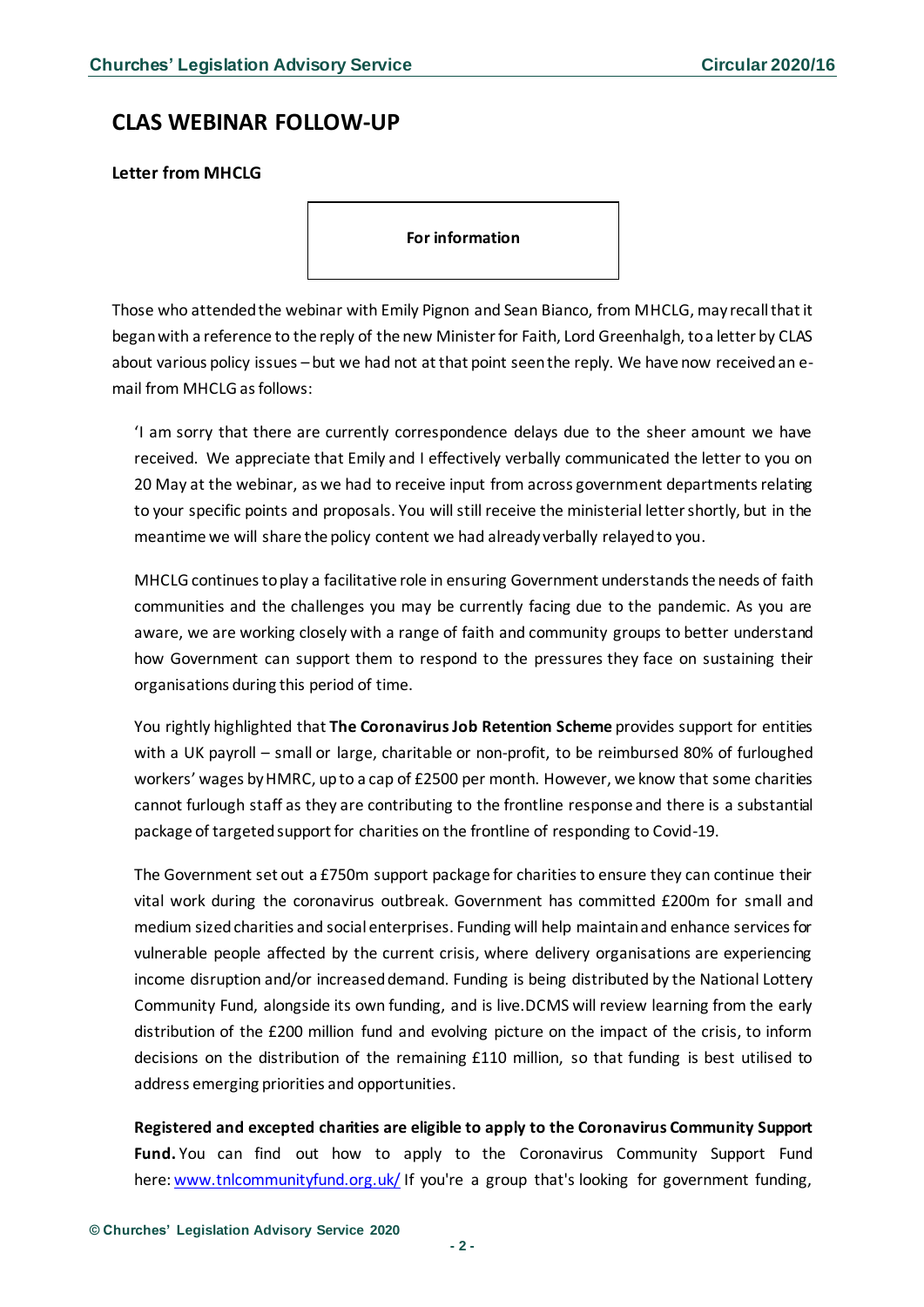## CLAS WEBINAR FOLLOW-UP

### Letter from MHCLG

**For information**

Those who attended the webinar with Emily Pignon and Sean Bianco, from MHCLG, may recall that it began with a reference to the reply of the new Minister for Faith, Lord Greenhalgh, to a letter by CLAS about various policy issues – but we had not at that point seen the reply. We have now received an e-mail from MHCLG as follows:

> 'I am sorry that there are currently correspondence delays due to the sheer amount we have received. We appreciate that Emily and I effectively verbally communicated the letter to you on 20 May at the webinar, as we had to receive input from across government departments relating to your specific points and proposals. You will still receive the ministerial letter shortly, but in the meantime we will share the policy content we had already verbally relayed to you.
>
> MHCLG continues to play a facilitative role in ensuring Government understands the needs of faith communities and the challenges you may be currently facing due to the pandemic. As you are aware, we are working closely with a range of faith and community groups to better understand how Government can support them to respond to the pressures they face on sustaining their organisations during this period of time.
>
> You rightly highlighted that **The Coronavirus Job Retention Scheme** provides support for entities with a UK payroll – small or large, charitable or non-profit, to be reimbursed 80% of furloughed workers' wages by HMRC, up to a cap of £2500 per month. However, we know that some charities cannot furlough staff as they are contributing to the frontline response and there is a substantial package of targeted support for charities on the frontline of responding to Covid-19.
>
> The Government set out a £750m support package for charities to ensure they can continue their vital work during the coronavirus outbreak. Government has committed £200m for small and medium sized charities and social enterprises. Funding will help maintain and enhance services for vulnerable people affected by the current crisis, where delivery organisations are experiencing income disruption and/or increased demand. Funding is being distributed by the National Lottery Community Fund, alongside its own funding, and is live. DCMS will review learning from the early distribution of the £200 million fund and evolving picture on the impact of the crisis, to inform decisions on the distribution of the remaining £110 million, so that funding is best utilised to address emerging priorities and opportunities.
>
> **Registered and excepted charities are eligible to apply to the Coronavirus Community Support Fund.** You can find out how to apply to the Coronavirus Community Support Fund here: [www.tnlcommunityfund.org.uk/](http://www.tnlcommunityfund.org.uk/) If you're a group that's looking for government funding,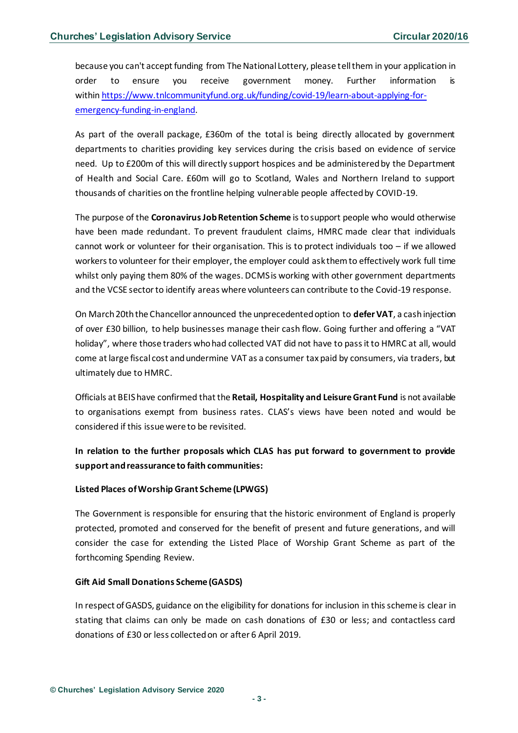because you can't accept funding from The National Lottery, please tell them in your application in order to ensure you receive government money. Further information is within https://www.tnlcommunityfund.org.uk/funding/covid-19/learn-about-applying-for-emergency-funding-in-england.

As part of the overall package, £360m of the total is being directly allocated by government departments to charities providing key services during the crisis based on evidence of service need. Up to £200m of this will directly support hospices and be administered by the Department of Health and Social Care. £60m will go to Scotland, Wales and Northern Ireland to support thousands of charities on the frontline helping vulnerable people affected by COVID-19.

The purpose of the **Coronavirus Job Retention Scheme** is to support people who would otherwise have been made redundant. To prevent fraudulent claims, HMRC made clear that individuals cannot work or volunteer for their organisation. This is to protect individuals too – if we allowed workers to volunteer for their employer, the employer could ask them to effectively work full time whilst only paying them 80% of the wages. DCMS is working with other government departments and the VCSE sector to identify areas where volunteers can contribute to the Covid-19 response.

On March 20th the Chancellor announced the unprecedented option to **defer VAT**, a cash injection of over £30 billion, to help businesses manage their cash flow. Going further and offering a "VAT holiday", where those traders who had collected VAT did not have to pass it to HMRC at all, would come at large fiscal cost and undermine VAT as a consumer tax paid by consumers, via traders, but ultimately due to HMRC.

Officials at BEIS have confirmed that the **Retail, Hospitality and Leisure Grant Fund** is not available to organisations exempt from business rates. CLAS's views have been noted and would be considered if this issue were to be revisited.

**In relation to the further proposals which CLAS has put forward to government to provide support and reassurance to faith communities:**

**Listed Places of Worship Grant Scheme (LPWGS)**

The Government is responsible for ensuring that the historic environment of England is properly protected, promoted and conserved for the benefit of present and future generations, and will consider the case for extending the Listed Place of Worship Grant Scheme as part of the forthcoming Spending Review.

**Gift Aid Small Donations Scheme (GASDS)**

In respect of GASDS, guidance on the eligibility for donations for inclusion in this scheme is clear in stating that claims can only be made on cash donations of £30 or less; and contactless card donations of £30 or less collected on or after 6 April 2019.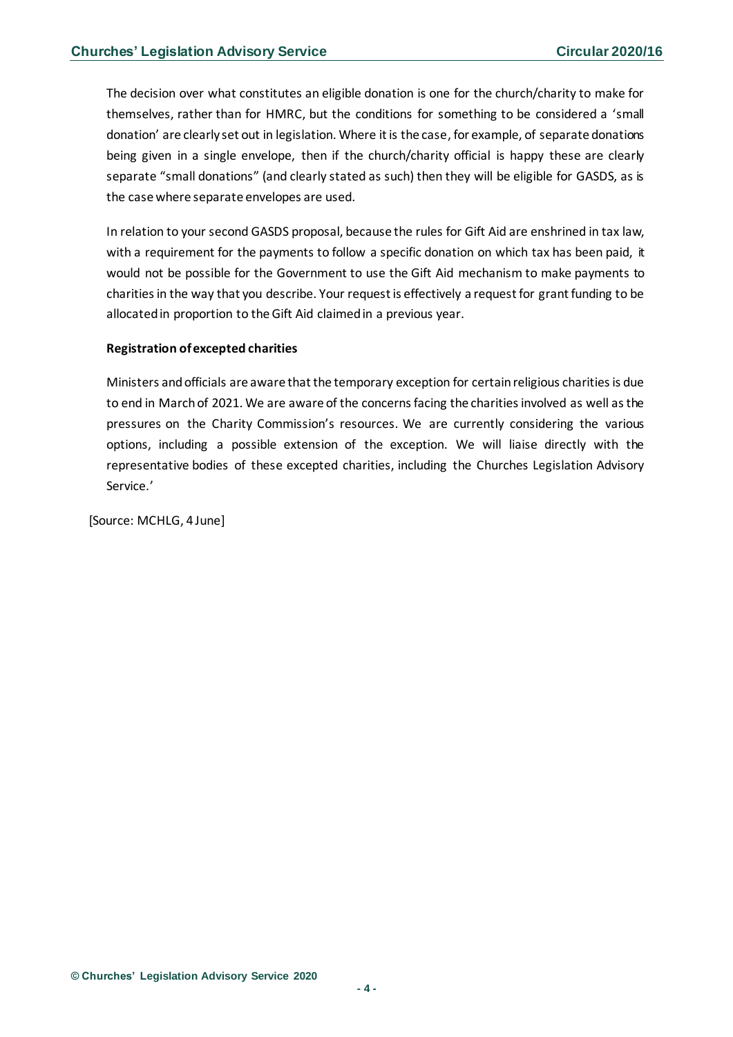The decision over what constitutes an eligible donation is one for the church/charity to make for themselves, rather than for HMRC, but the conditions for something to be considered a 'small donation' are clearly set out in legislation. Where it is the case, for example, of separate donations being given in a single envelope, then if the church/charity official is happy these are clearly separate "small donations" (and clearly stated as such) then they will be eligible for GASDS, as is the case where separate envelopes are used.

In relation to your second GASDS proposal, because the rules for Gift Aid are enshrined in tax law, with a requirement for the payments to follow a specific donation on which tax has been paid, it would not be possible for the Government to use the Gift Aid mechanism to make payments to charities in the way that you describe. Your request is effectively a request for grant funding to be allocated in proportion to the Gift Aid claimed in a previous year.

**Registration of excepted charities**

Ministers and officials are aware that the temporary exception for certain religious charities is due to end in March of 2021. We are aware of the concerns facing the charities involved as well as the pressures on the Charity Commission's resources. We are currently considering the various options, including a possible extension of the exception. We will liaise directly with the representative bodies of these excepted charities, including the Churches Legislation Advisory Service.'

[Source: MCHLG, 4 June]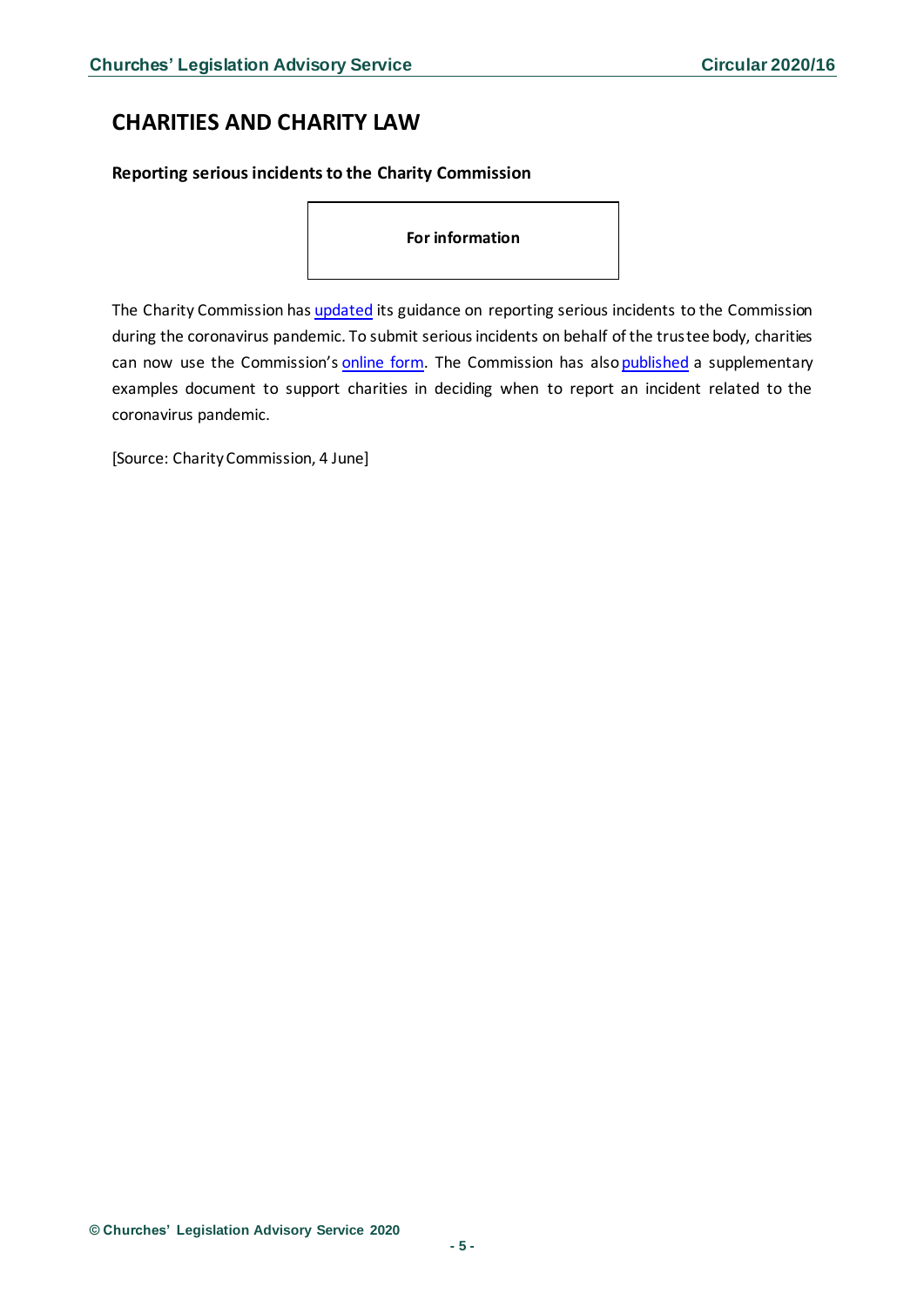## CHARITIES AND CHARITY LAW

### Reporting serious incidents to the Charity Commission

**For information**

The Charity Commission has updated its guidance on reporting serious incidents to the Commission during the coronavirus pandemic. To submit serious incidents on behalf of the trustee body, charities can now use the Commission's online form. The Commission has also published a supplementary examples document to support charities in deciding when to report an incident related to the coronavirus pandemic.

[Source: Charity Commission, 4 June]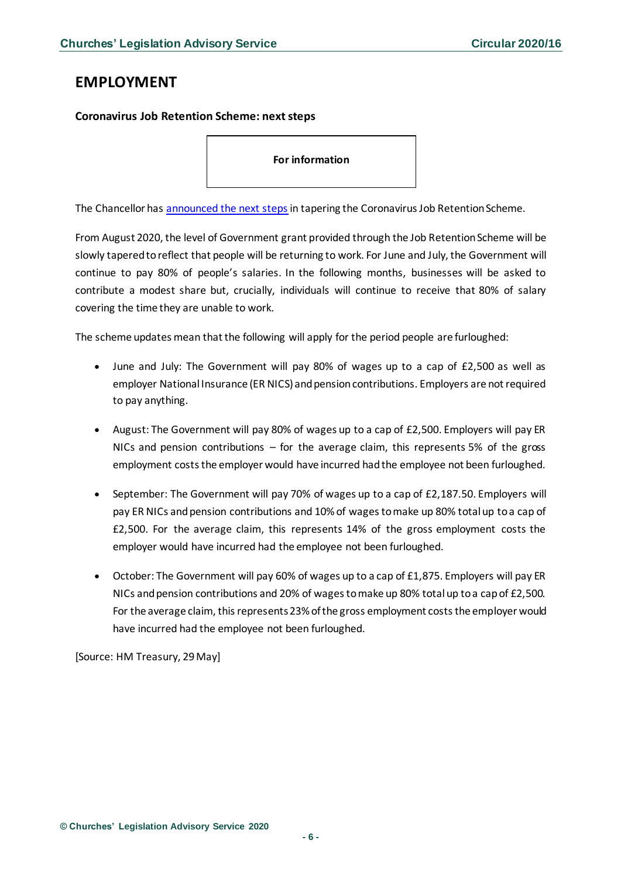# EMPLOYMENT

**Coronavirus Job Retention Scheme: next steps**

**For information**

The Chancellor has [announced the next steps](#) in tapering the Coronavirus Job Retention Scheme.

From August 2020, the level of Government grant provided through the Job Retention Scheme will be slowly tapered to reflect that people will be returning to work. For June and July, the Government will continue to pay 80% of people's salaries. In the following months, businesses will be asked to contribute a modest share but, crucially, individuals will continue to receive that 80% of salary covering the time they are unable to work.

The scheme updates mean that the following will apply for the period people are furloughed:

- June and July: The Government will pay 80% of wages up to a cap of £2,500 as well as employer National Insurance (ER NICS) and pension contributions. Employers are not required to pay anything.
- August: The Government will pay 80% of wages up to a cap of £2,500. Employers will pay ER NICs and pension contributions – for the average claim, this represents 5% of the gross employment costs the employer would have incurred had the employee not been furloughed.
- September: The Government will pay 70% of wages up to a cap of £2,187.50. Employers will pay ER NICs and pension contributions and 10% of wages to make up 80% total up to a cap of £2,500. For the average claim, this represents 14% of the gross employment costs the employer would have incurred had the employee not been furloughed.
- October: The Government will pay 60% of wages up to a cap of £1,875. Employers will pay ER NICs and pension contributions and 20% of wages to make up 80% total up to a cap of £2,500. For the average claim, this represents 23% of the gross employment costs the employer would have incurred had the employee not been furloughed.

[Source: HM Treasury, 29 May]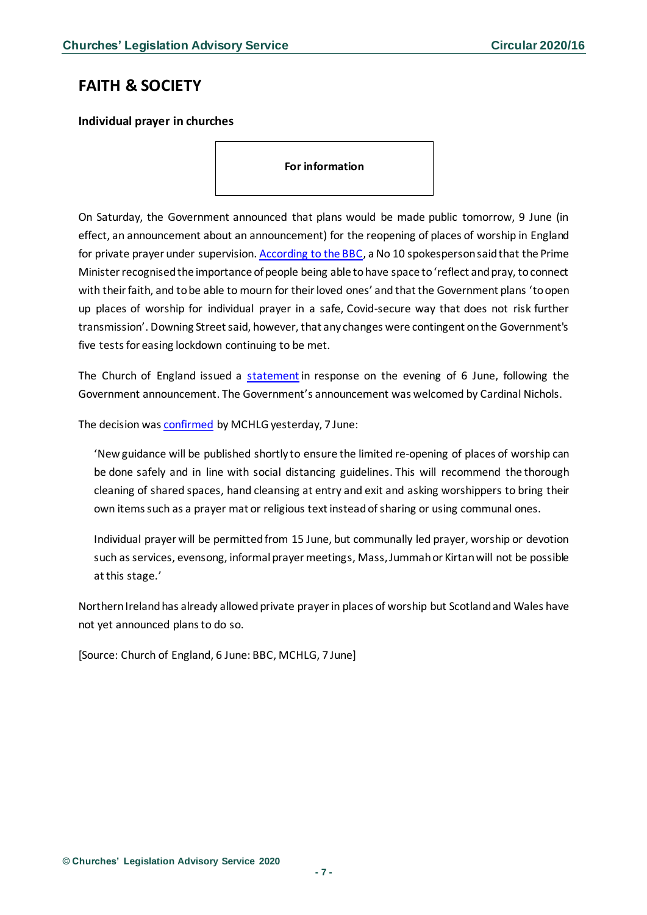# FAITH & SOCIETY

### Individual prayer in churches

**For information**

On Saturday, the Government announced that plans would be made public tomorrow, 9 June (in effect, an announcement about an announcement) for the reopening of places of worship in England for private prayer under supervision. According to the BBC, a No 10 spokesperson said that the Prime Minister recognised the importance of people being able to have space to 'reflect and pray, to connect with their faith, and to be able to mourn for their loved ones' and that the Government plans 'to open up places of worship for individual prayer in a safe, Covid-secure way that does not risk further transmission'. Downing Street said, however, that any changes were contingent on the Government's five tests for easing lockdown continuing to be met.

The Church of England issued a statement in response on the evening of 6 June, following the Government announcement. The Government's announcement was welcomed by Cardinal Nichols.

The decision was confirmed by MCHLG yesterday, 7 June:

> 'New guidance will be published shortly to ensure the limited re-opening of places of worship can be done safely and in line with social distancing guidelines. This will recommend the thorough cleaning of shared spaces, hand cleansing at entry and exit and asking worshippers to bring their own items such as a prayer mat or religious text instead of sharing or using communal ones.
>
> Individual prayer will be permitted from 15 June, but communally led prayer, worship or devotion such as services, evensong, informal prayer meetings, Mass, Jummah or Kirtan will not be possible at this stage.'

Northern Ireland has already allowed private prayer in places of worship but Scotland and Wales have not yet announced plans to do so.

[Source: Church of England, 6 June: BBC, MCHLG, 7 June]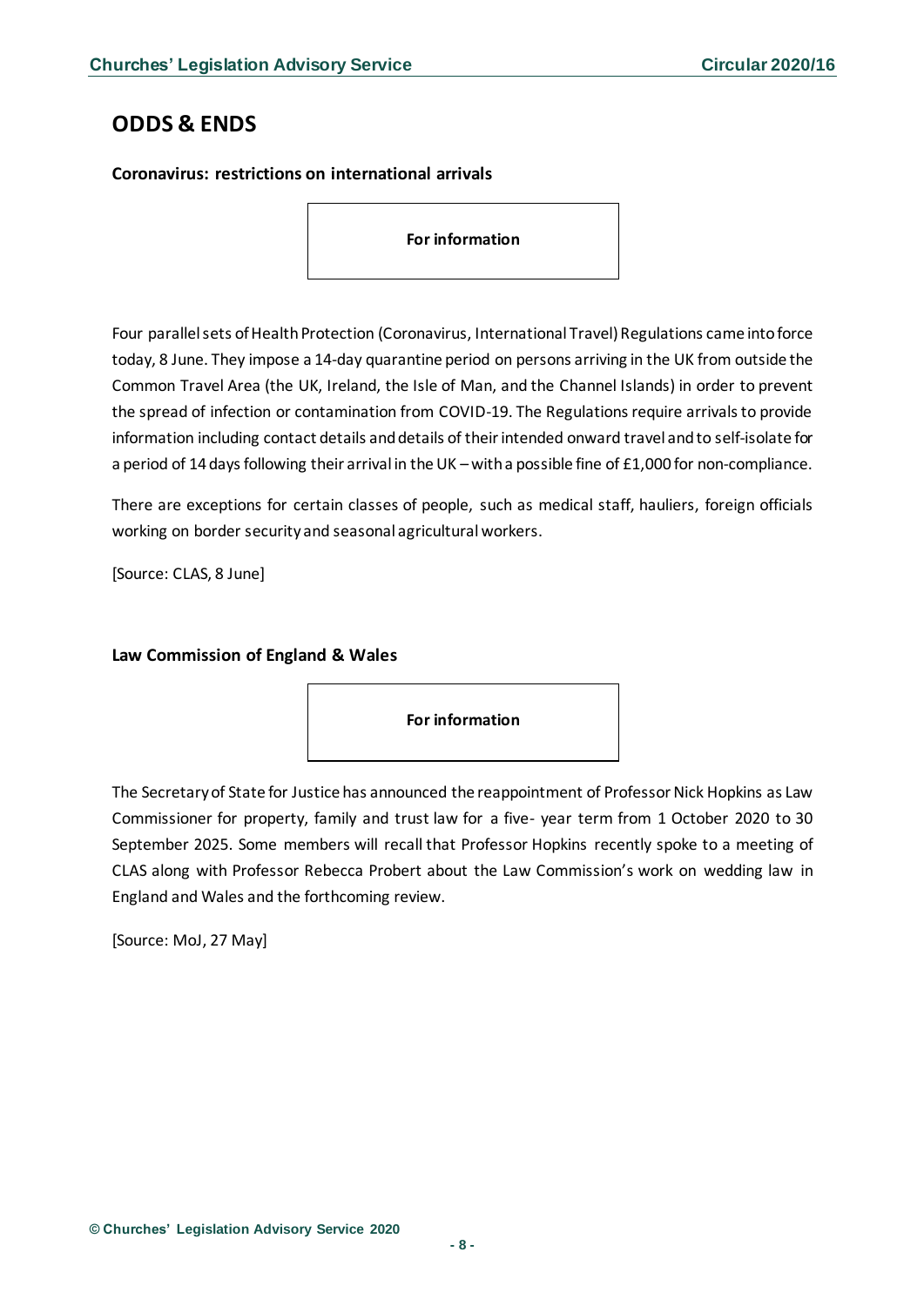## ODDS & ENDS

### Coronavirus: restrictions on international arrivals

**For information**

Four parallel sets of Health Protection (Coronavirus, International Travel) Regulations came into force today, 8 June. They impose a 14-day quarantine period on persons arriving in the UK from outside the Common Travel Area (the UK, Ireland, the Isle of Man, and the Channel Islands) in order to prevent the spread of infection or contamination from COVID-19. The Regulations require arrivals to provide information including contact details and details of their intended onward travel and to self-isolate for a period of 14 days following their arrival in the UK – with a possible fine of £1,000 for non-compliance.

There are exceptions for certain classes of people, such as medical staff, hauliers, foreign officials working on border security and seasonal agricultural workers.

[Source: CLAS, 8 June]

### Law Commission of England & Wales

**For information**

The Secretary of State for Justice has announced the reappointment of Professor Nick Hopkins as Law Commissioner for property, family and trust law for a five- year term from 1 October 2020 to 30 September 2025. Some members will recall that Professor Hopkins recently spoke to a meeting of CLAS along with Professor Rebecca Probert about the Law Commission's work on wedding law in England and Wales and the forthcoming review.

[Source: MoJ, 27 May]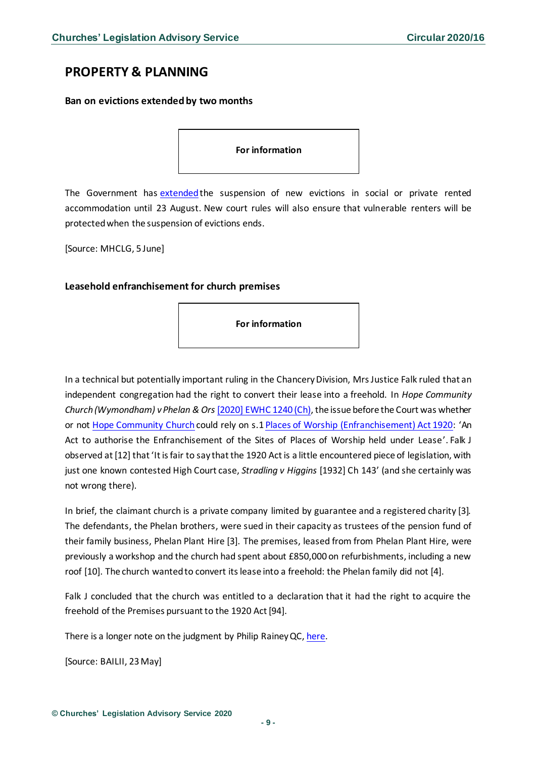## PROPERTY & PLANNING

**Ban on evictions extended by two months**

**For information**

The Government has extended the suspension of new evictions in social or private rented accommodation until 23 August. New court rules will also ensure that vulnerable renters will be protected when the suspension of evictions ends.

[Source: MHCLG, 5 June]

**Leasehold enfranchisement for church premises**

**For information**

In a technical but potentially important ruling in the Chancery Division, Mrs Justice Falk ruled that an independent congregation had the right to convert their lease into a freehold. In *Hope Community Church (Wymondham) v Phelan & Ors* [2020] EWHC 1240 (Ch), the issue before the Court was whether or not Hope Community Church could rely on s.1 Places of Worship (Enfranchisement) Act 1920: 'An Act to authorise the Enfranchisement of the Sites of Places of Worship held under Lease'. Falk J observed at [12] that 'It is fair to say that the 1920 Act is a little encountered piece of legislation, with just one known contested High Court case, *Stradling v Higgins* [1932] Ch 143' (and she certainly was not wrong there).

In brief, the claimant church is a private company limited by guarantee and a registered charity [3]. The defendants, the Phelan brothers, were sued in their capacity as trustees of the pension fund of their family business, Phelan Plant Hire [3]. The premises, leased from from Phelan Plant Hire, were previously a workshop and the church had spent about £850,000 on refurbishments, including a new roof [10]. The church wanted to convert its lease into a freehold: the Phelan family did not [4].

Falk J concluded that the church was entitled to a declaration that it had the right to acquire the freehold of the Premises pursuant to the 1920 Act [94].

There is a longer note on the judgment by Philip Rainey QC, here.

[Source: BAILII, 23 May]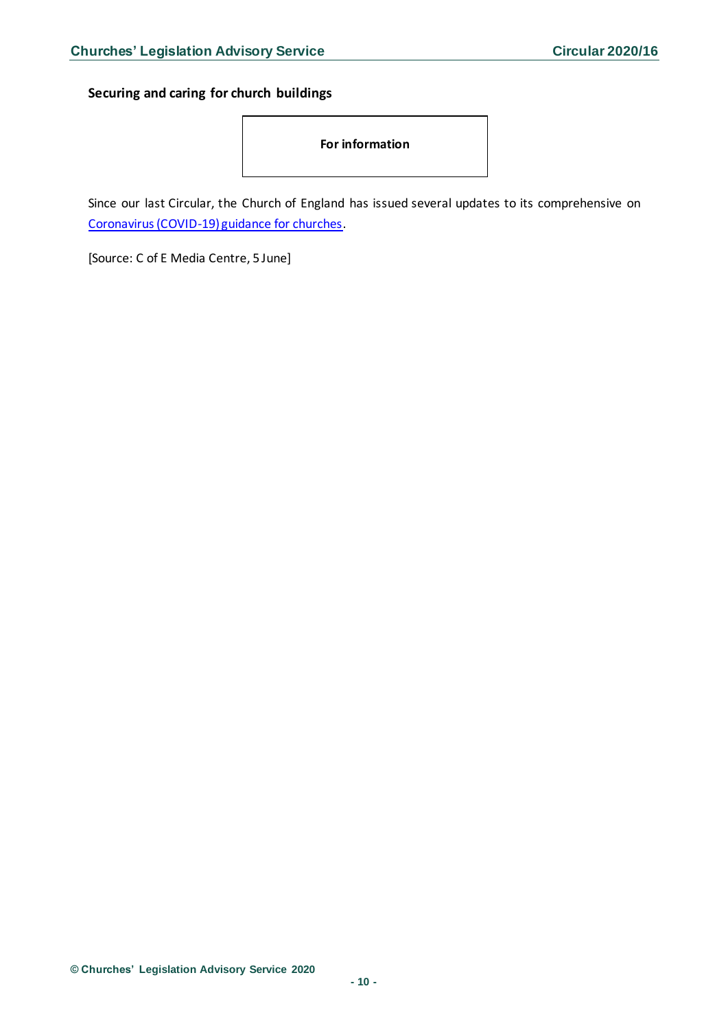**Securing and caring for church buildings**

**For information**

Since our last Circular, the Church of England has issued several updates to its comprehensive on Coronavirus (COVID-19) guidance for churches.

[Source: C of E Media Centre, 5 June]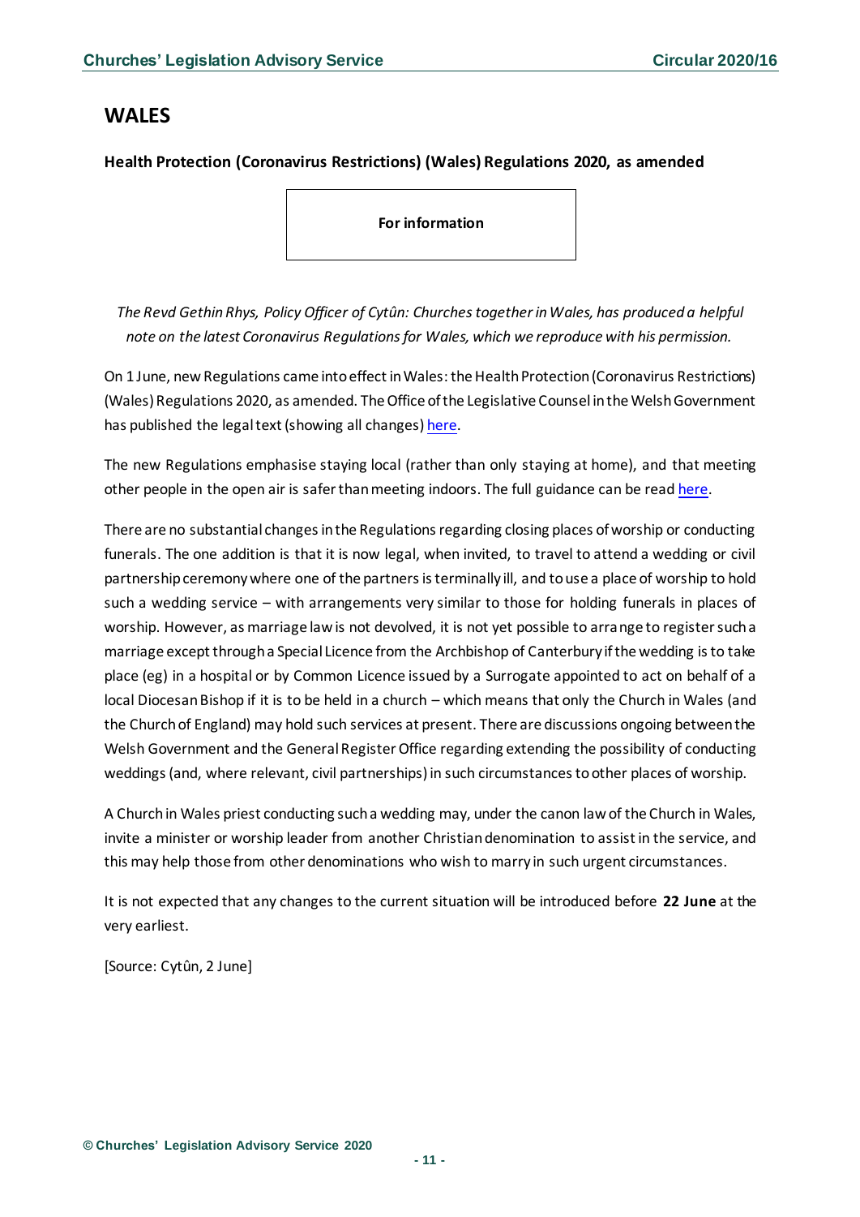# WALES

### Health Protection (Coronavirus Restrictions) (Wales) Regulations 2020, as amended

**For information**

*The Revd Gethin Rhys, Policy Officer of Cytûn: Churches together in Wales, has produced a helpful note on the latest Coronavirus Regulations for Wales, which we reproduce with his permission.*

On 1 June, new Regulations came into effect in Wales: the Health Protection (Coronavirus Restrictions) (Wales) Regulations 2020, as amended. The Office of the Legislative Counsel in the Welsh Government has published the legal text (showing all changes) here.

The new Regulations emphasise staying local (rather than only staying at home), and that meeting other people in the open air is safer than meeting indoors. The full guidance can be read here.

There are no substantial changes in the Regulations regarding closing places of worship or conducting funerals. The one addition is that it is now legal, when invited, to travel to attend a wedding or civil partnership ceremony where one of the partners is terminally ill, and to use a place of worship to hold such a wedding service – with arrangements very similar to those for holding funerals in places of worship. However, as marriage law is not devolved, it is not yet possible to arrange to register such a marriage except through a Special Licence from the Archbishop of Canterbury if the wedding is to take place (eg) in a hospital or by Common Licence issued by a Surrogate appointed to act on behalf of a local Diocesan Bishop if it is to be held in a church – which means that only the Church in Wales (and the Church of England) may hold such services at present. There are discussions ongoing between the Welsh Government and the General Register Office regarding extending the possibility of conducting weddings (and, where relevant, civil partnerships) in such circumstances to other places of worship.

A Church in Wales priest conducting such a wedding may, under the canon law of the Church in Wales, invite a minister or worship leader from another Christian denomination to assist in the service, and this may help those from other denominations who wish to marry in such urgent circumstances.

It is not expected that any changes to the current situation will be introduced before **22 June** at the very earliest.

[Source: Cytûn, 2 June]